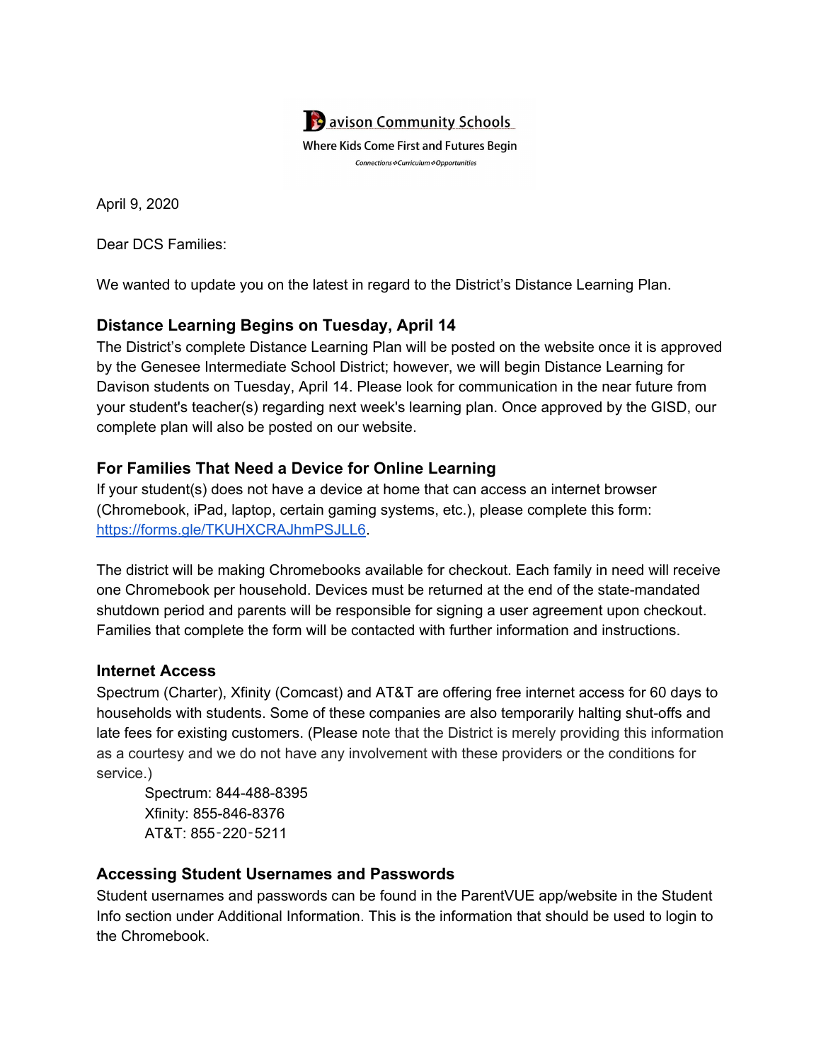Davison Community Schools

Where Kids Come First and Futures Begin

Connections ❖ Curriculum ❖ Opportunities

April 9, 2020

Dear DCS Families:

We wanted to update you on the latest in regard to the District's Distance Learning Plan.

## Distance Learning Begins on Tuesday, April 14

The District's complete Distance Learning Plan will be posted on the website once it is approved by the Genesee Intermediate School District; however, we will begin Distance Learning for Davison students on Tuesday, April 14. Please look for communication in the near future from your student's teacher(s) regarding next week's learning plan. Once approved by the GISD, our complete plan will also be posted on our website.

## For Families That Need a Device for Online Learning

If your student(s) does not have a device at home that can access an internet browser (Chromebook, iPad, laptop, certain gaming systems, etc.), please complete this form: [https://forms.gle/TKUHXCRAJhmPSJLL6](https://forms.gle/TKUHXCRAJhmPSJLL6).

The district will be making Chromebooks available for checkout. Each family in need will receive one Chromebook per household. Devices must be returned at the end of the state-mandated shutdown period and parents will be responsible for signing a user agreement upon checkout. Families that complete the form will be contacted with further information and instructions.

## Internet Access

Spectrum (Charter), Xfinity (Comcast) and AT&T are offering free internet access for 60 days to households with students. Some of these companies are also temporarily halting shut-offs and late fees for existing customers. (Please note that the District is merely providing this information as a courtesy and we do not have any involvement with these providers or the conditions for service.)

Spectrum: 844-488-8395
Xfinity: 855-846-8376
AT&T: 855-220-5211

## Accessing Student Usernames and Passwords

Student usernames and passwords can be found in the ParentVUE app/website in the Student Info section under Additional Information. This is the information that should be used to login to the Chromebook.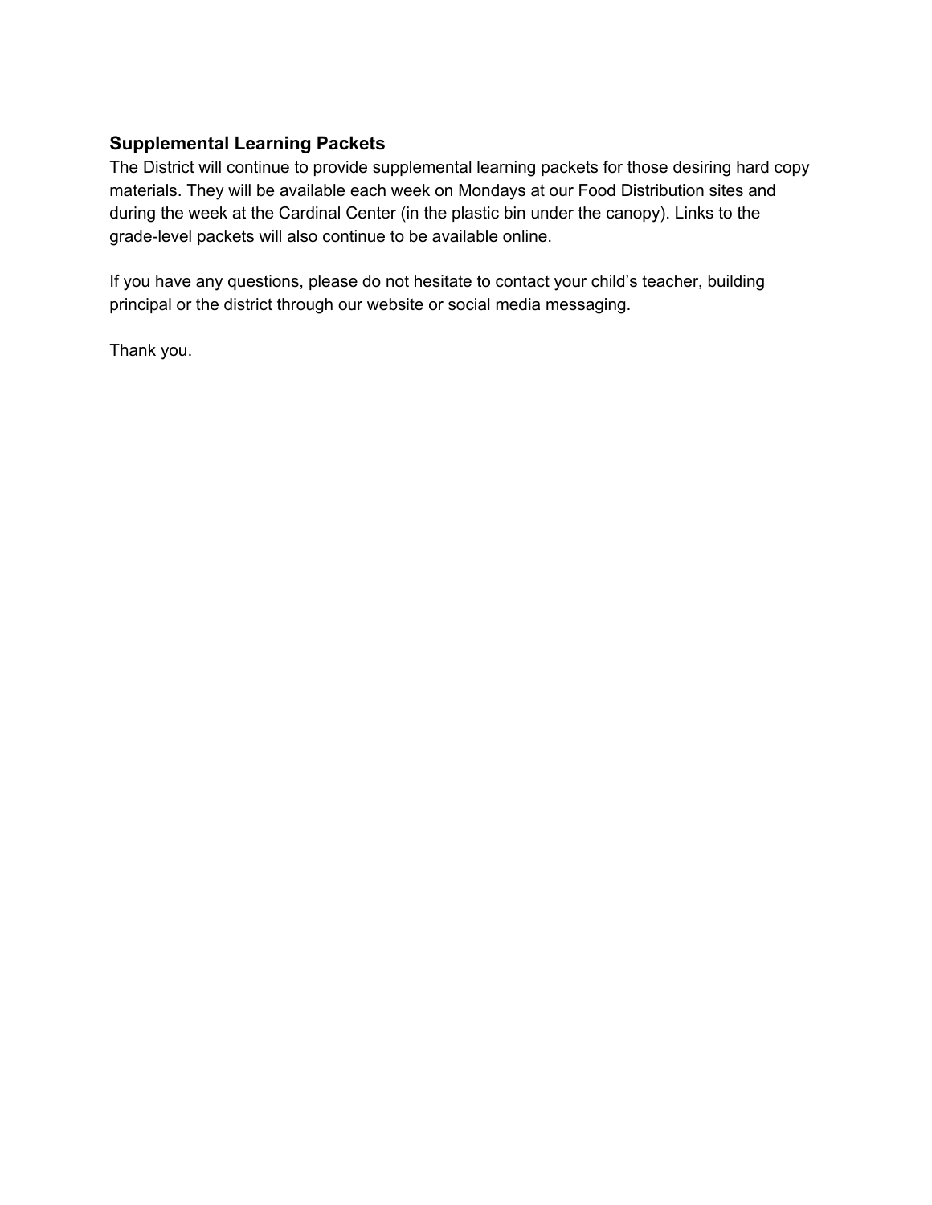**Supplemental Learning Packets**

The District will continue to provide supplemental learning packets for those desiring hard copy materials. They will be available each week on Mondays at our Food Distribution sites and during the week at the Cardinal Center (in the plastic bin under the canopy). Links to the grade-level packets will also continue to be available online.

If you have any questions, please do not hesitate to contact your child's teacher, building principal or the district through our website or social media messaging.

Thank you.